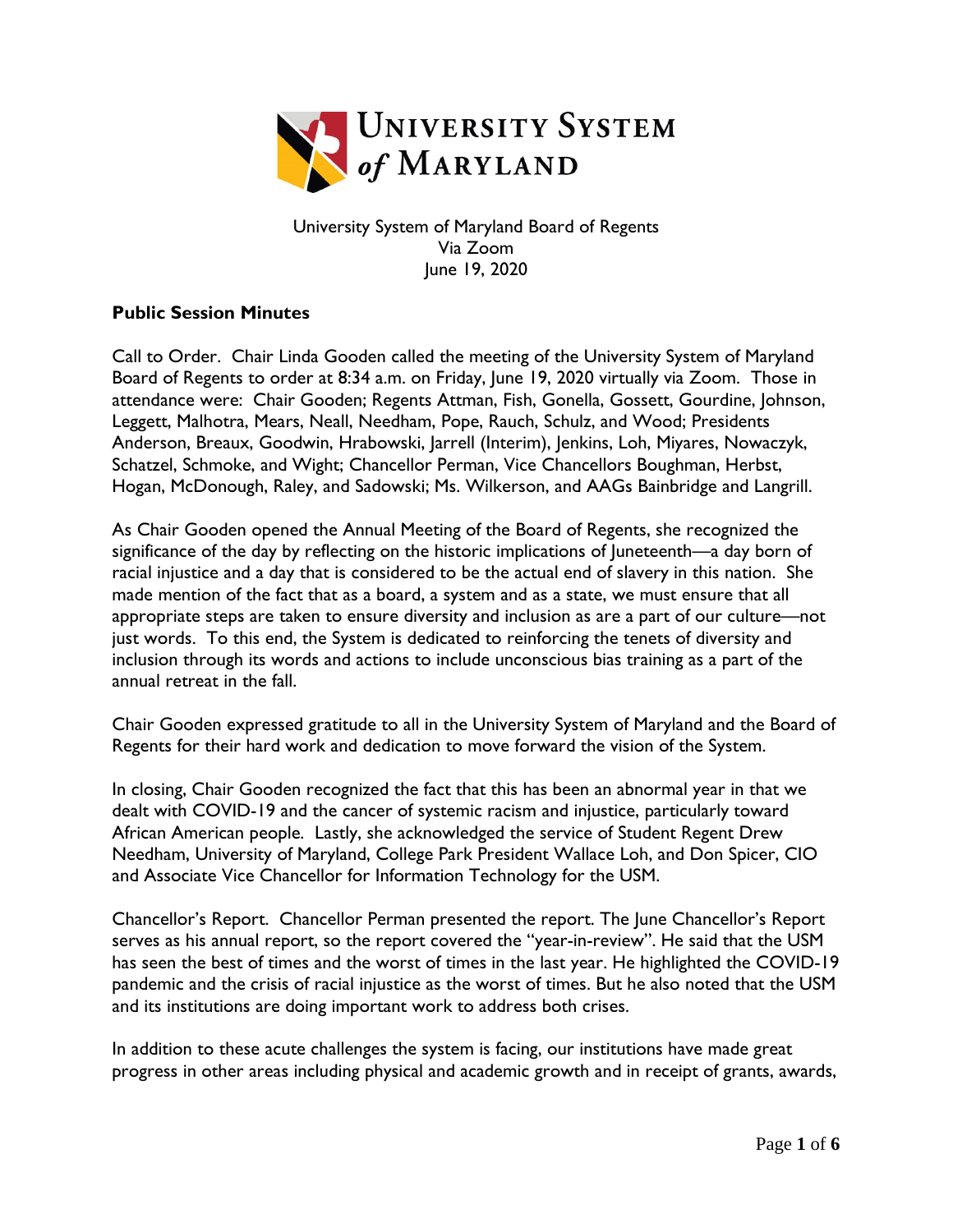University System of Maryland Board of Regents
Via Zoom
June 19, 2020

**Public Session Minutes**

Call to Order. Chair Linda Gooden called the meeting of the University System of Maryland Board of Regents to order at 8:34 a.m. on Friday, June 19, 2020 virtually via Zoom. Those in attendance were: Chair Gooden; Regents Attman, Fish, Gonella, Gossett, Gourdine, Johnson, Leggett, Malhotra, Mears, Neall, Needham, Pope, Rauch, Schulz, and Wood; Presidents Anderson, Breaux, Goodwin, Hrabowski, Jarrell (Interim), Jenkins, Loh, Miyares, Nowaczyk, Schatzel, Schmoke, and Wight; Chancellor Perman, Vice Chancellors Boughman, Herbst, Hogan, McDonough, Raley, and Sadowski; Ms. Wilkerson, and AAGs Bainbridge and Langrill.

As Chair Gooden opened the Annual Meeting of the Board of Regents, she recognized the significance of the day by reflecting on the historic implications of Juneteenth—a day born of racial injustice and a day that is considered to be the actual end of slavery in this nation. She made mention of the fact that as a board, a system and as a state, we must ensure that all appropriate steps are taken to ensure diversity and inclusion as are a part of our culture—not just words. To this end, the System is dedicated to reinforcing the tenets of diversity and inclusion through its words and actions to include unconscious bias training as a part of the annual retreat in the fall.

Chair Gooden expressed gratitude to all in the University System of Maryland and the Board of Regents for their hard work and dedication to move forward the vision of the System.

In closing, Chair Gooden recognized the fact that this has been an abnormal year in that we dealt with COVID-19 and the cancer of systemic racism and injustice, particularly toward African American people. Lastly, she acknowledged the service of Student Regent Drew Needham, University of Maryland, College Park President Wallace Loh, and Don Spicer, CIO and Associate Vice Chancellor for Information Technology for the USM.

Chancellor's Report. Chancellor Perman presented the report. The June Chancellor's Report serves as his annual report, so the report covered the "year-in-review". He said that the USM has seen the best of times and the worst of times in the last year. He highlighted the COVID-19 pandemic and the crisis of racial injustice as the worst of times. But he also noted that the USM and its institutions are doing important work to address both crises.

In addition to these acute challenges the system is facing, our institutions have made great progress in other areas including physical and academic growth and in receipt of grants, awards,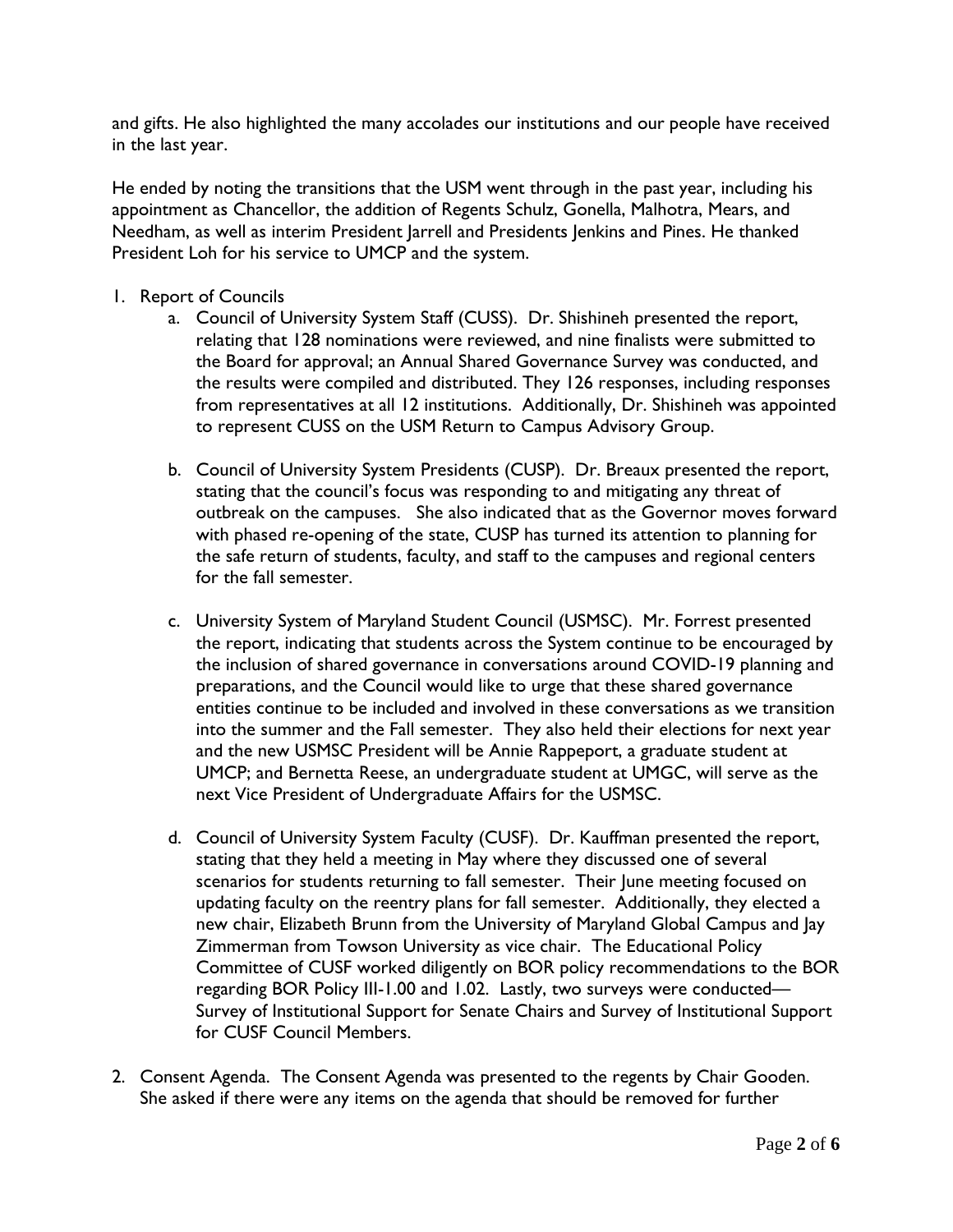and gifts. He also highlighted the many accolades our institutions and our people have received in the last year.

He ended by noting the transitions that the USM went through in the past year, including his appointment as Chancellor, the addition of Regents Schulz, Gonella, Malhotra, Mears, and Needham, as well as interim President Jarrell and Presidents Jenkins and Pines. He thanked President Loh for his service to UMCP and the system.

1. Report of Councils
   a. Council of University System Staff (CUSS). Dr. Shishineh presented the report, relating that 128 nominations were reviewed, and nine finalists were submitted to the Board for approval; an Annual Shared Governance Survey was conducted, and the results were compiled and distributed. They 126 responses, including responses from representatives at all 12 institutions. Additionally, Dr. Shishineh was appointed to represent CUSS on the USM Return to Campus Advisory Group.

   b. Council of University System Presidents (CUSP). Dr. Breaux presented the report, stating that the council's focus was responding to and mitigating any threat of outbreak on the campuses. She also indicated that as the Governor moves forward with phased re-opening of the state, CUSP has turned its attention to planning for the safe return of students, faculty, and staff to the campuses and regional centers for the fall semester.

   c. University System of Maryland Student Council (USMSC). Mr. Forrest presented the report, indicating that students across the System continue to be encouraged by the inclusion of shared governance in conversations around COVID-19 planning and preparations, and the Council would like to urge that these shared governance entities continue to be included and involved in these conversations as we transition into the summer and the Fall semester. They also held their elections for next year and the new USMSC President will be Annie Rappeport, a graduate student at UMCP; and Bernetta Reese, an undergraduate student at UMGC, will serve as the next Vice President of Undergraduate Affairs for the USMSC.

   d. Council of University System Faculty (CUSF). Dr. Kauffman presented the report, stating that they held a meeting in May where they discussed one of several scenarios for students returning to fall semester. Their June meeting focused on updating faculty on the reentry plans for fall semester. Additionally, they elected a new chair, Elizabeth Brunn from the University of Maryland Global Campus and Jay Zimmerman from Towson University as vice chair. The Educational Policy Committee of CUSF worked diligently on BOR policy recommendations to the BOR regarding BOR Policy III-1.00 and 1.02. Lastly, two surveys were conducted—Survey of Institutional Support for Senate Chairs and Survey of Institutional Support for CUSF Council Members.

2. Consent Agenda. The Consent Agenda was presented to the regents by Chair Gooden. She asked if there were any items on the agenda that should be removed for further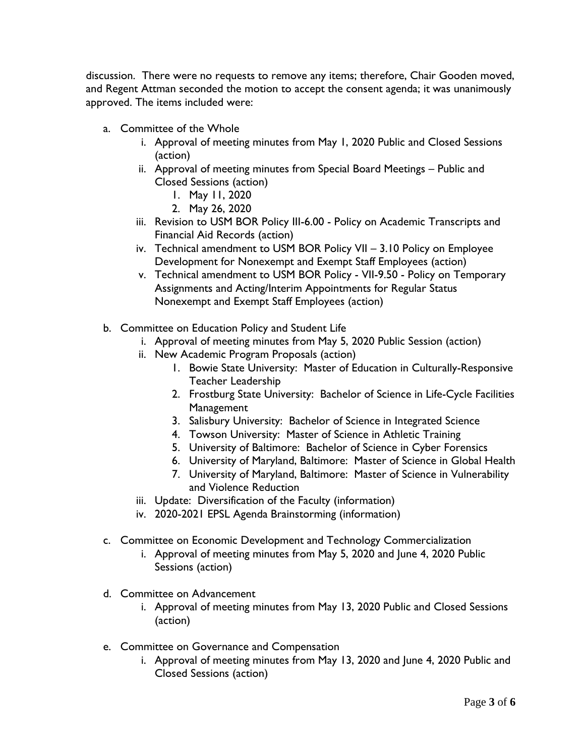discussion. There were no requests to remove any items; therefore, Chair Gooden moved, and Regent Attman seconded the motion to accept the consent agenda; it was unanimously approved. The items included were:

a. Committee of the Whole
   i. Approval of meeting minutes from May 1, 2020 Public and Closed Sessions (action)
   ii. Approval of meeting minutes from Special Board Meetings – Public and Closed Sessions (action)
      1. May 11, 2020
      2. May 26, 2020
   iii. Revision to USM BOR Policy III-6.00 - Policy on Academic Transcripts and Financial Aid Records (action)
   iv. Technical amendment to USM BOR Policy VII – 3.10 Policy on Employee Development for Nonexempt and Exempt Staff Employees (action)
   v. Technical amendment to USM BOR Policy - VII-9.50 - Policy on Temporary Assignments and Acting/Interim Appointments for Regular Status Nonexempt and Exempt Staff Employees (action)

b. Committee on Education Policy and Student Life
   i. Approval of meeting minutes from May 5, 2020 Public Session (action)
   ii. New Academic Program Proposals (action)
      1. Bowie State University: Master of Education in Culturally-Responsive Teacher Leadership
      2. Frostburg State University: Bachelor of Science in Life-Cycle Facilities Management
      3. Salisbury University: Bachelor of Science in Integrated Science
      4. Towson University: Master of Science in Athletic Training
      5. University of Baltimore: Bachelor of Science in Cyber Forensics
      6. University of Maryland, Baltimore: Master of Science in Global Health
      7. University of Maryland, Baltimore: Master of Science in Vulnerability and Violence Reduction
   iii. Update: Diversification of the Faculty (information)
   iv. 2020-2021 EPSL Agenda Brainstorming (information)

c. Committee on Economic Development and Technology Commercialization
   i. Approval of meeting minutes from May 5, 2020 and June 4, 2020 Public Sessions (action)

d. Committee on Advancement
   i. Approval of meeting minutes from May 13, 2020 Public and Closed Sessions (action)

e. Committee on Governance and Compensation
   i. Approval of meeting minutes from May 13, 2020 and June 4, 2020 Public and Closed Sessions (action)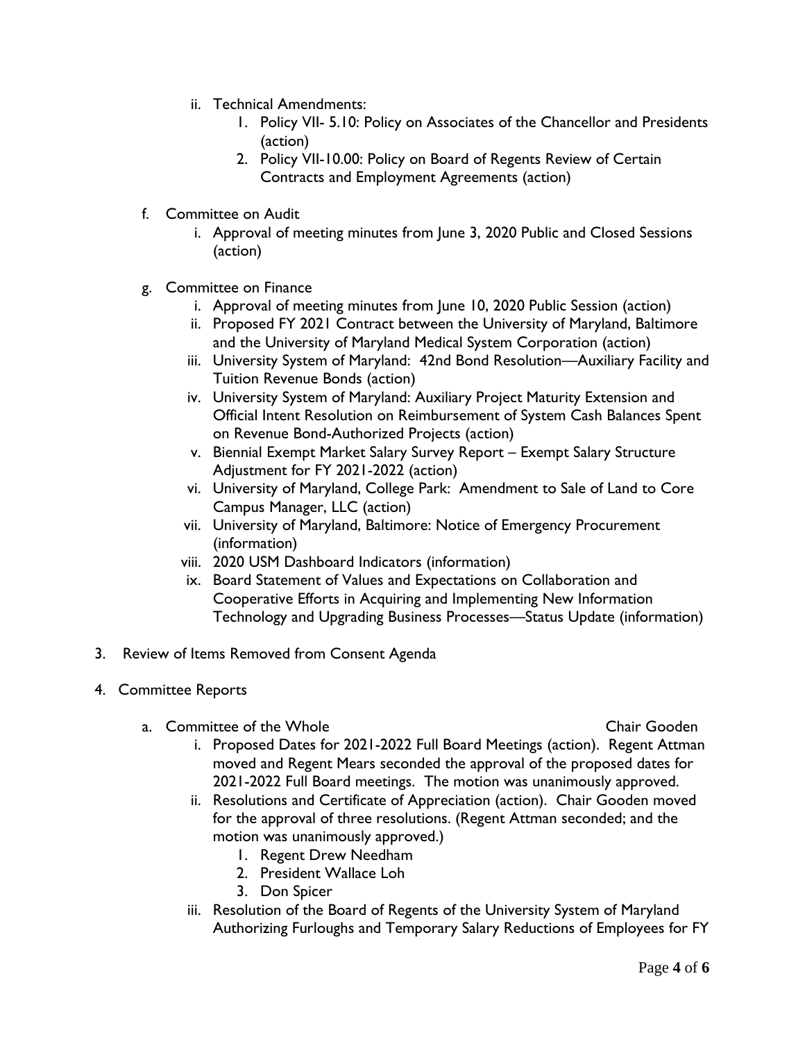ii. Technical Amendments:
      1. Policy VII- 5.10: Policy on Associates of the Chancellor and Presidents (action)
      2. Policy VII-10.00: Policy on Board of Regents Review of Certain Contracts and Employment Agreements (action)

f. Committee on Audit
   i. Approval of meeting minutes from June 3, 2020 Public and Closed Sessions (action)

g. Committee on Finance
   i. Approval of meeting minutes from June 10, 2020 Public Session (action)
   ii. Proposed FY 2021 Contract between the University of Maryland, Baltimore and the University of Maryland Medical System Corporation (action)
   iii. University System of Maryland: 42nd Bond Resolution—Auxiliary Facility and Tuition Revenue Bonds (action)
   iv. University System of Maryland: Auxiliary Project Maturity Extension and Official Intent Resolution on Reimbursement of System Cash Balances Spent on Revenue Bond-Authorized Projects (action)
   v. Biennial Exempt Market Salary Survey Report – Exempt Salary Structure Adjustment for FY 2021-2022 (action)
   vi. University of Maryland, College Park: Amendment to Sale of Land to Core Campus Manager, LLC (action)
   vii. University of Maryland, Baltimore: Notice of Emergency Procurement (information)
   viii. 2020 USM Dashboard Indicators (information)
   ix. Board Statement of Values and Expectations on Collaboration and Cooperative Efforts in Acquiring and Implementing New Information Technology and Upgrading Business Processes—Status Update (information)

3. Review of Items Removed from Consent Agenda

4. Committee Reports

   a. Committee of the Whole — Chair Gooden
      i. Proposed Dates for 2021-2022 Full Board Meetings (action). Regent Attman moved and Regent Mears seconded the approval of the proposed dates for 2021-2022 Full Board meetings. The motion was unanimously approved.
      ii. Resolutions and Certificate of Appreciation (action). Chair Gooden moved for the approval of three resolutions. (Regent Attman seconded; and the motion was unanimously approved.)
         1. Regent Drew Needham
         2. President Wallace Loh
         3. Don Spicer
      iii. Resolution of the Board of Regents of the University System of Maryland Authorizing Furloughs and Temporary Salary Reductions of Employees for FY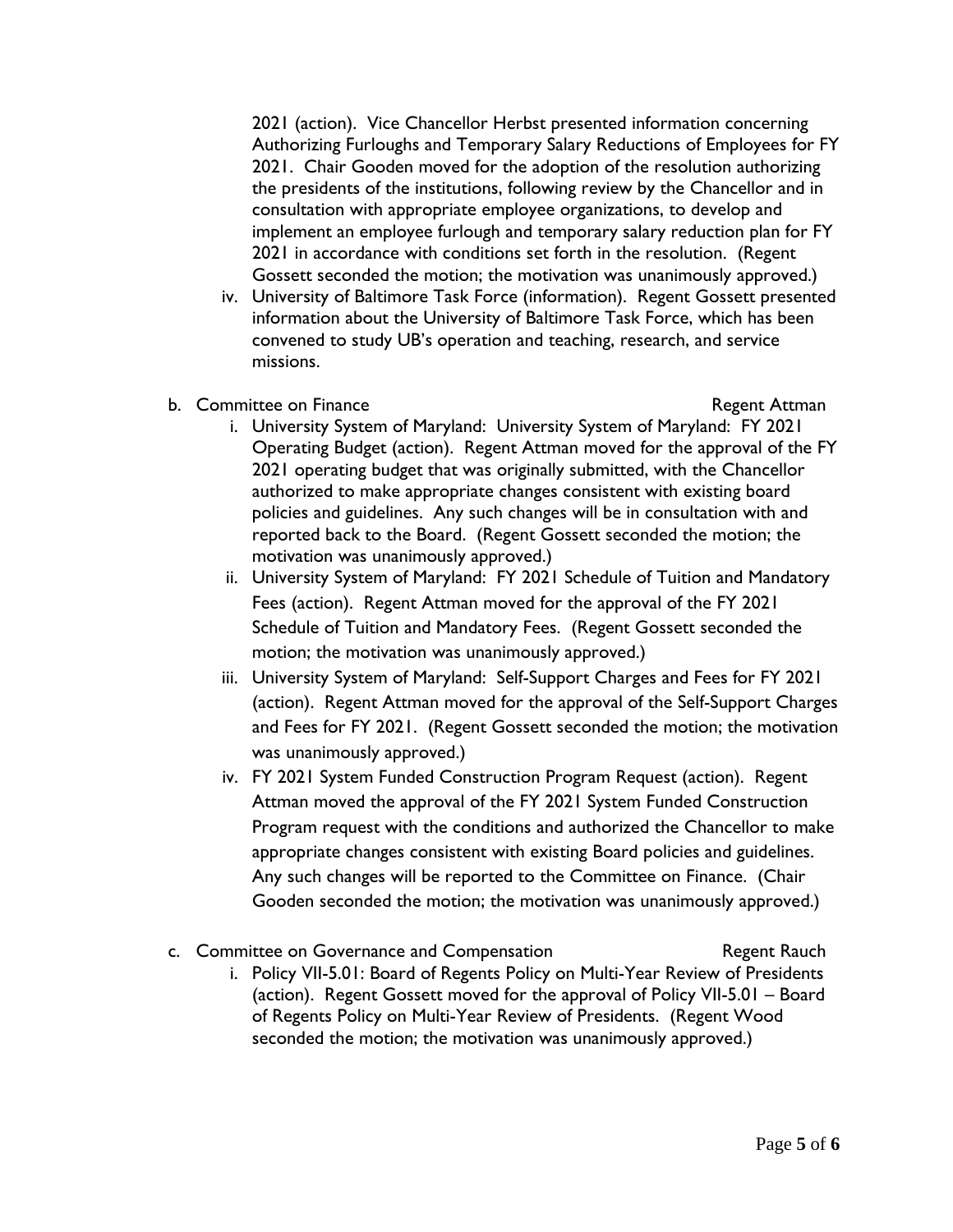2021 (action). Vice Chancellor Herbst presented information concerning Authorizing Furloughs and Temporary Salary Reductions of Employees for FY 2021. Chair Gooden moved for the adoption of the resolution authorizing the presidents of the institutions, following review by the Chancellor and in consultation with appropriate employee organizations, to develop and implement an employee furlough and temporary salary reduction plan for FY 2021 in accordance with conditions set forth in the resolution. (Regent Gossett seconded the motion; the motivation was unanimously approved.)

   iv. University of Baltimore Task Force (information). Regent Gossett presented information about the University of Baltimore Task Force, which has been convened to study UB's operation and teaching, research, and service missions.

b. Committee on Finance — Regent Attman

   i. University System of Maryland: University System of Maryland: FY 2021 Operating Budget (action). Regent Attman moved for the approval of the FY 2021 operating budget that was originally submitted, with the Chancellor authorized to make appropriate changes consistent with existing board policies and guidelines. Any such changes will be in consultation with and reported back to the Board. (Regent Gossett seconded the motion; the motivation was unanimously approved.)

   ii. University System of Maryland: FY 2021 Schedule of Tuition and Mandatory Fees (action). Regent Attman moved for the approval of the FY 2021 Schedule of Tuition and Mandatory Fees. (Regent Gossett seconded the motion; the motivation was unanimously approved.)

   iii. University System of Maryland: Self-Support Charges and Fees for FY 2021 (action). Regent Attman moved for the approval of the Self-Support Charges and Fees for FY 2021. (Regent Gossett seconded the motion; the motivation was unanimously approved.)

   iv. FY 2021 System Funded Construction Program Request (action). Regent Attman moved the approval of the FY 2021 System Funded Construction Program request with the conditions and authorized the Chancellor to make appropriate changes consistent with existing Board policies and guidelines. Any such changes will be reported to the Committee on Finance. (Chair Gooden seconded the motion; the motivation was unanimously approved.)

c. Committee on Governance and Compensation — Regent Rauch

   i. Policy VII-5.01: Board of Regents Policy on Multi-Year Review of Presidents (action). Regent Gossett moved for the approval of Policy VII-5.01 – Board of Regents Policy on Multi-Year Review of Presidents. (Regent Wood seconded the motion; the motivation was unanimously approved.)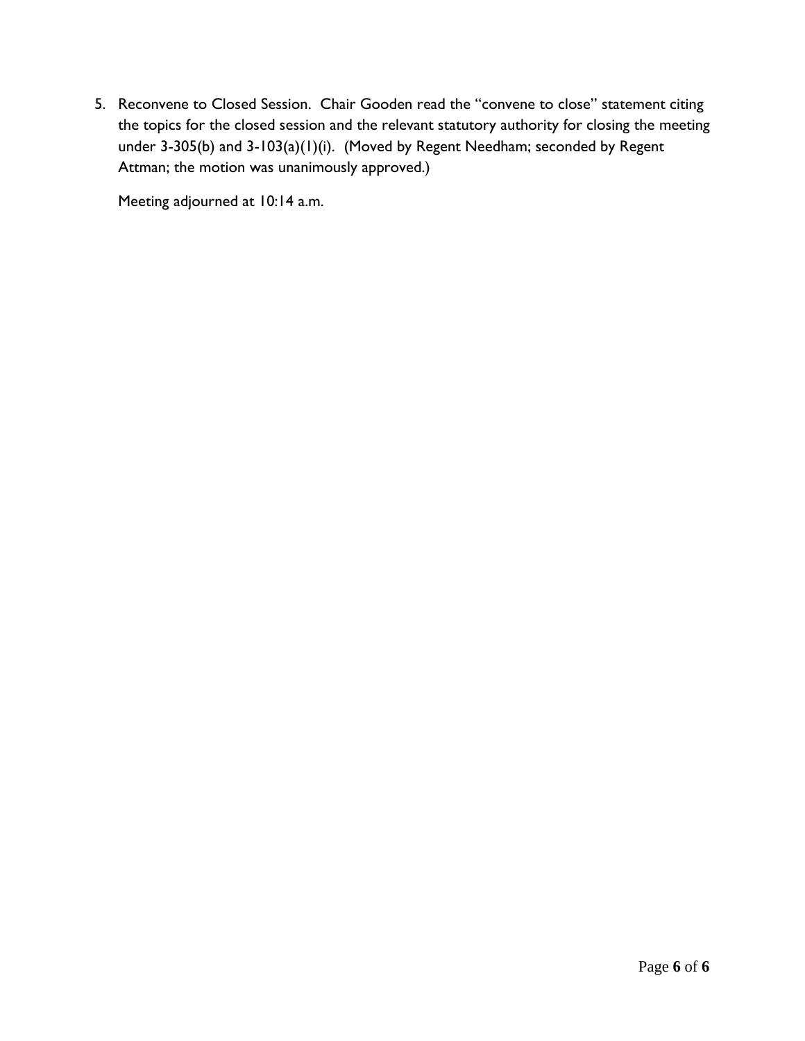5. Reconvene to Closed Session. Chair Gooden read the "convene to close" statement citing the topics for the closed session and the relevant statutory authority for closing the meeting under 3-305(b) and 3-103(a)(1)(i). (Moved by Regent Needham; seconded by Regent Attman; the motion was unanimously approved.)

   Meeting adjourned at 10:14 a.m.